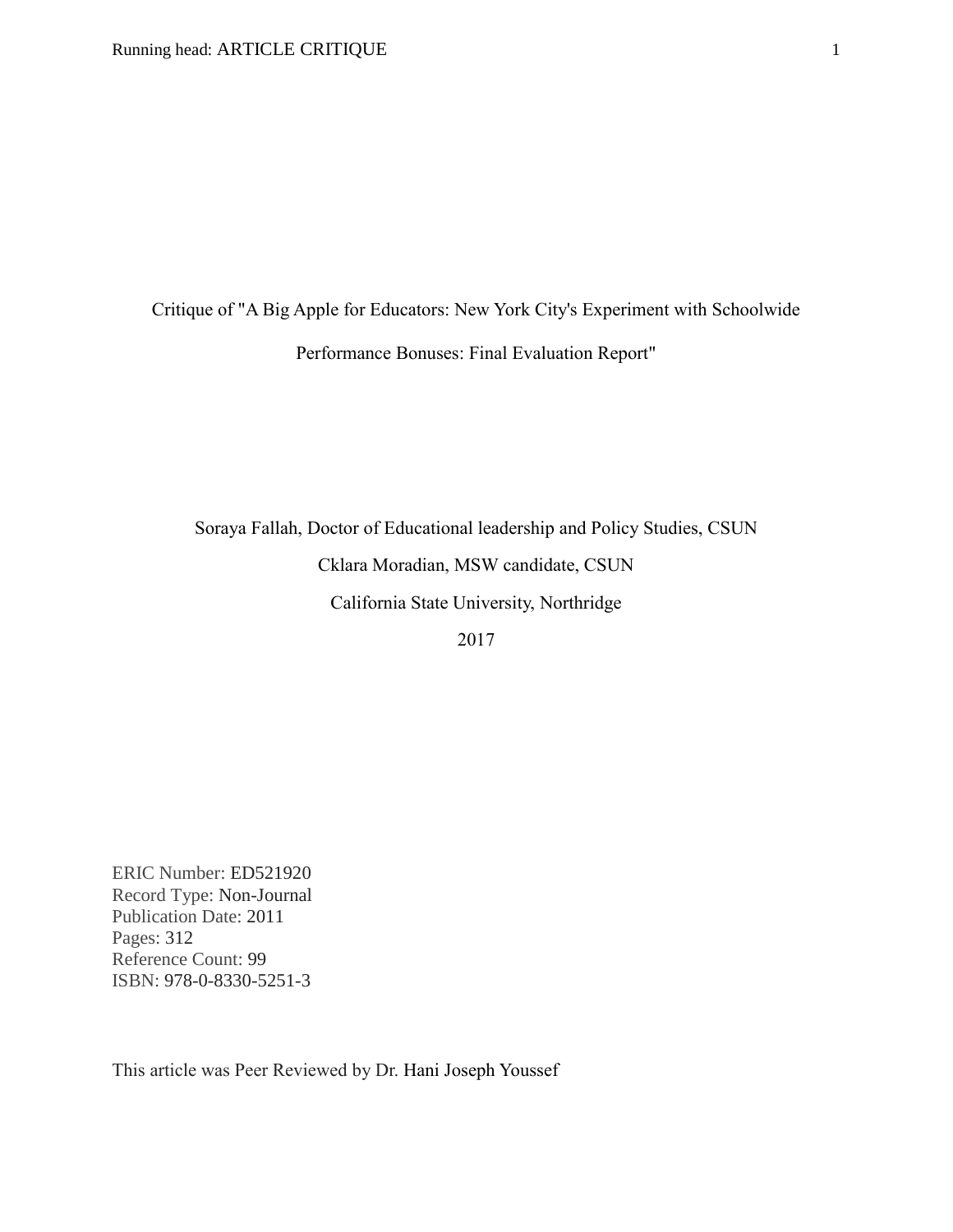# Critique of "A Big Apple for Educators: New York City's Experiment with Schoolwide Performance Bonuses: Final Evaluation Report"

Soraya Fallah, Doctor of Educational leadership and Policy Studies, CSUN

Cklara Moradian, MSW candidate, CSUN

California State University, Northridge

2017

ERIC Number: ED521920
Record Type: Non-Journal
Publication Date: 2011
Pages: 312
Reference Count: 99
ISBN: 978-0-8330-5251-3

This article was Peer Reviewed by Dr. Hani Joseph Youssef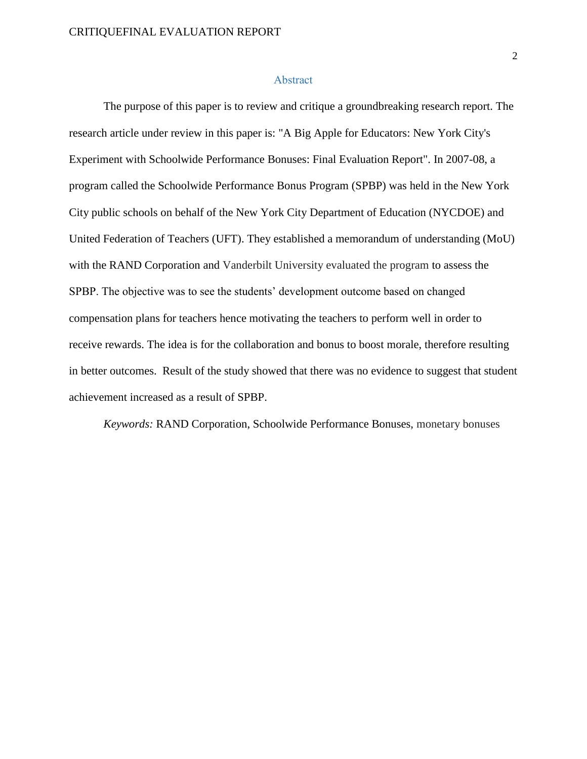# Abstract

The purpose of this paper is to review and critique a groundbreaking research report. The research article under review in this paper is: "A Big Apple for Educators: New York City's Experiment with Schoolwide Performance Bonuses: Final Evaluation Report". In 2007-08, a program called the Schoolwide Performance Bonus Program (SPBP) was held in the New York City public schools on behalf of the New York City Department of Education (NYCDOE) and United Federation of Teachers (UFT). They established a memorandum of understanding (MoU) with the RAND Corporation and Vanderbilt University evaluated the program to assess the SPBP. The objective was to see the students' development outcome based on changed compensation plans for teachers hence motivating the teachers to perform well in order to receive rewards. The idea is for the collaboration and bonus to boost morale, therefore resulting in better outcomes. Result of the study showed that there was no evidence to suggest that student achievement increased as a result of SPBP.

*Keywords:* RAND Corporation, Schoolwide Performance Bonuses, monetary bonuses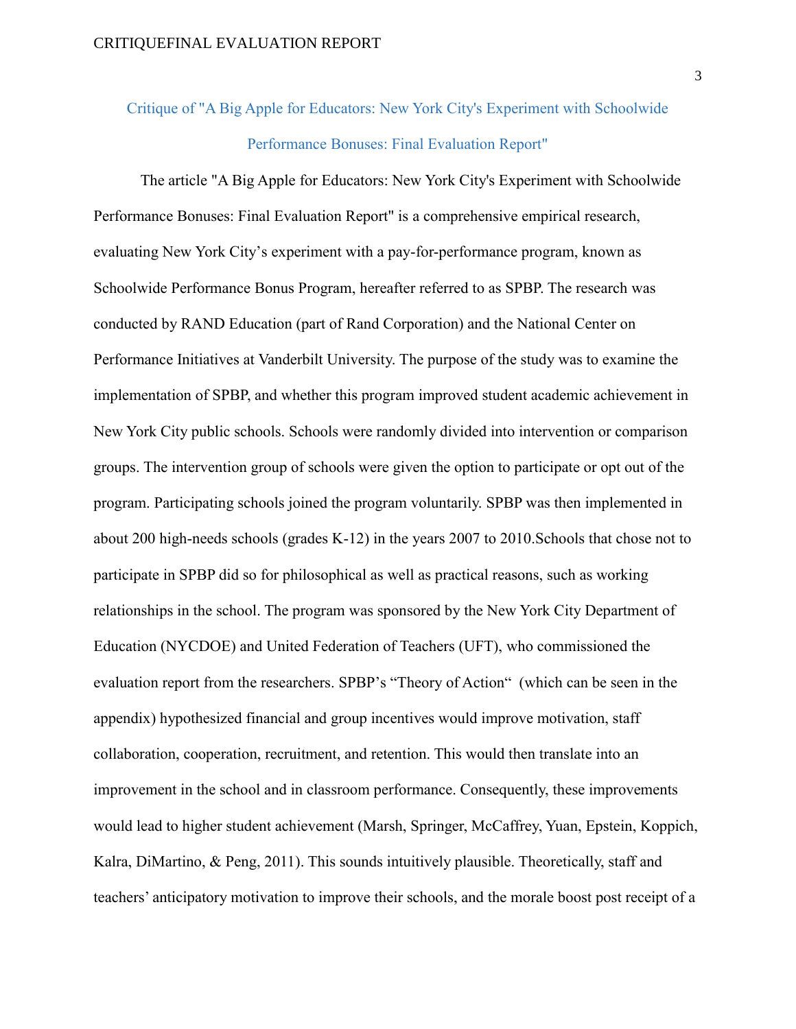## Critique of "A Big Apple for Educators: New York City's Experiment with Schoolwide Performance Bonuses: Final Evaluation Report"

The article "A Big Apple for Educators: New York City's Experiment with Schoolwide Performance Bonuses: Final Evaluation Report" is a comprehensive empirical research, evaluating New York City's experiment with a pay-for-performance program, known as Schoolwide Performance Bonus Program, hereafter referred to as SPBP. The research was conducted by RAND Education (part of Rand Corporation) and the National Center on Performance Initiatives at Vanderbilt University. The purpose of the study was to examine the implementation of SPBP, and whether this program improved student academic achievement in New York City public schools. Schools were randomly divided into intervention or comparison groups. The intervention group of schools were given the option to participate or opt out of the program. Participating schools joined the program voluntarily. SPBP was then implemented in about 200 high-needs schools (grades K-12) in the years 2007 to 2010.Schools that chose not to participate in SPBP did so for philosophical as well as practical reasons, such as working relationships in the school. The program was sponsored by the New York City Department of Education (NYCDOE) and United Federation of Teachers (UFT), who commissioned the evaluation report from the researchers. SPBP's "Theory of Action" (which can be seen in the appendix) hypothesized financial and group incentives would improve motivation, staff collaboration, cooperation, recruitment, and retention. This would then translate into an improvement in the school and in classroom performance. Consequently, these improvements would lead to higher student achievement (Marsh, Springer, McCaffrey, Yuan, Epstein, Koppich, Kalra, DiMartino, & Peng, 2011). This sounds intuitively plausible. Theoretically, staff and teachers' anticipatory motivation to improve their schools, and the morale boost post receipt of a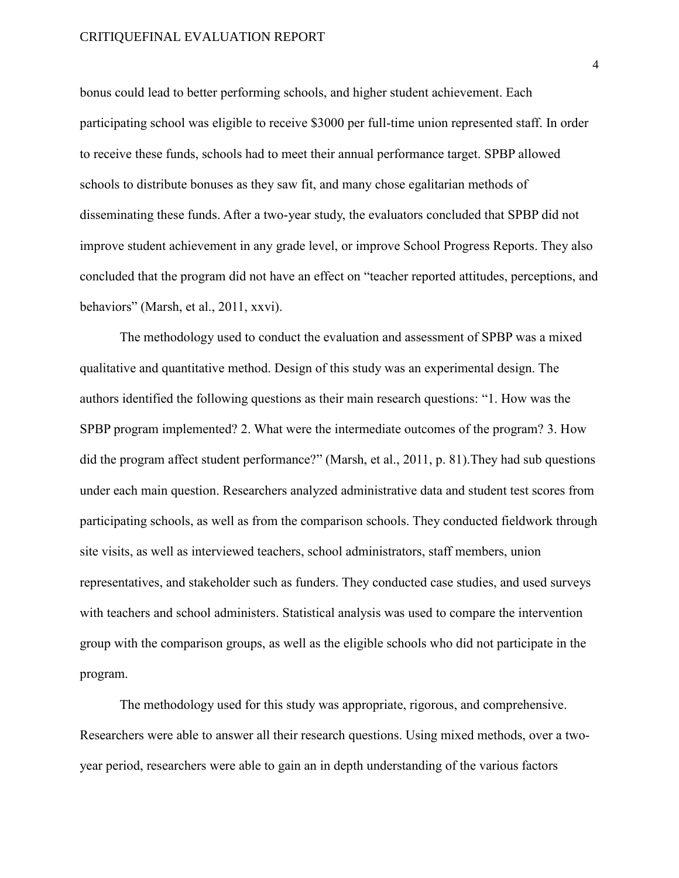bonus could lead to better performing schools, and higher student achievement. Each participating school was eligible to receive $3000 per full-time union represented staff. In order to receive these funds, schools had to meet their annual performance target. SPBP allowed schools to distribute bonuses as they saw fit, and many chose egalitarian methods of disseminating these funds. After a two-year study, the evaluators concluded that SPBP did not improve student achievement in any grade level, or improve School Progress Reports. They also concluded that the program did not have an effect on "teacher reported attitudes, perceptions, and behaviors" (Marsh, et al., 2011, xxvi).

The methodology used to conduct the evaluation and assessment of SPBP was a mixed qualitative and quantitative method. Design of this study was an experimental design. The authors identified the following questions as their main research questions: "1. How was the SPBP program implemented? 2. What were the intermediate outcomes of the program? 3. How did the program affect student performance?" (Marsh, et al., 2011, p. 81).They had sub questions under each main question. Researchers analyzed administrative data and student test scores from participating schools, as well as from the comparison schools. They conducted fieldwork through site visits, as well as interviewed teachers, school administrators, staff members, union representatives, and stakeholder such as funders. They conducted case studies, and used surveys with teachers and school administers. Statistical analysis was used to compare the intervention group with the comparison groups, as well as the eligible schools who did not participate in the program.

The methodology used for this study was appropriate, rigorous, and comprehensive. Researchers were able to answer all their research questions. Using mixed methods, over a two-year period, researchers were able to gain an in depth understanding of the various factors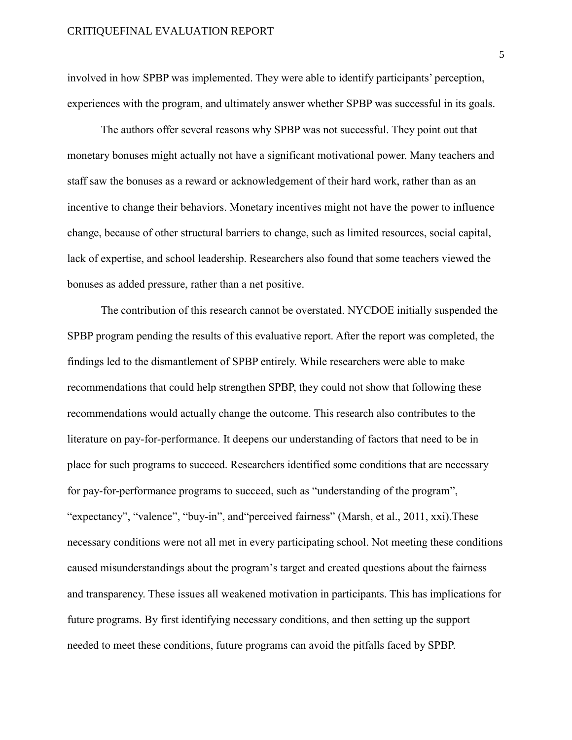involved in how SPBP was implemented. They were able to identify participants' perception, experiences with the program, and ultimately answer whether SPBP was successful in its goals.

The authors offer several reasons why SPBP was not successful. They point out that monetary bonuses might actually not have a significant motivational power. Many teachers and staff saw the bonuses as a reward or acknowledgement of their hard work, rather than as an incentive to change their behaviors. Monetary incentives might not have the power to influence change, because of other structural barriers to change, such as limited resources, social capital, lack of expertise, and school leadership. Researchers also found that some teachers viewed the bonuses as added pressure, rather than a net positive.

The contribution of this research cannot be overstated. NYCDOE initially suspended the SPBP program pending the results of this evaluative report. After the report was completed, the findings led to the dismantlement of SPBP entirely. While researchers were able to make recommendations that could help strengthen SPBP, they could not show that following these recommendations would actually change the outcome. This research also contributes to the literature on pay-for-performance. It deepens our understanding of factors that need to be in place for such programs to succeed. Researchers identified some conditions that are necessary for pay-for-performance programs to succeed, such as "understanding of the program", "expectancy", "valence", "buy-in", and"perceived fairness" (Marsh, et al., 2011, xxi).These necessary conditions were not all met in every participating school. Not meeting these conditions caused misunderstandings about the program's target and created questions about the fairness and transparency. These issues all weakened motivation in participants. This has implications for future programs. By first identifying necessary conditions, and then setting up the support needed to meet these conditions, future programs can avoid the pitfalls faced by SPBP.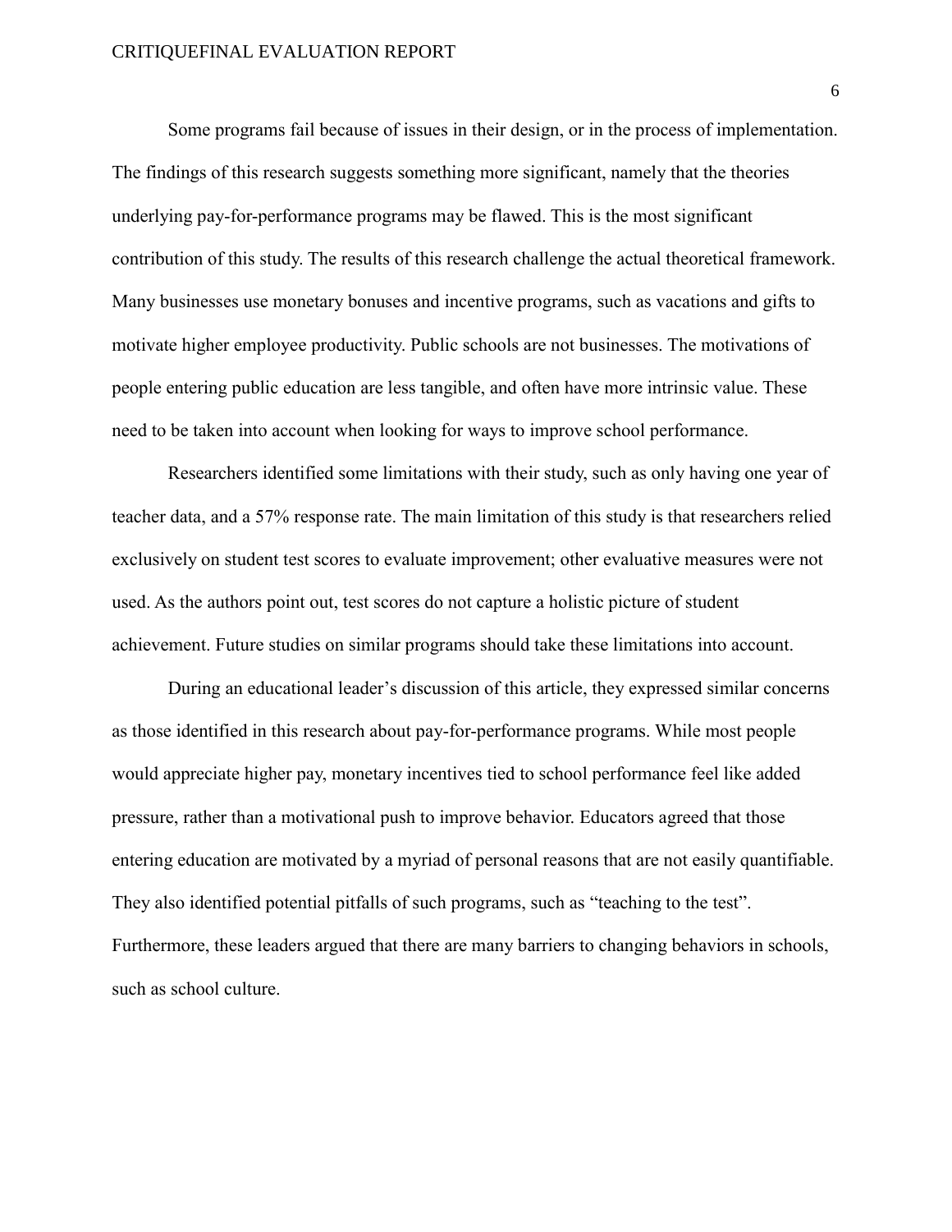Some programs fail because of issues in their design, or in the process of implementation. The findings of this research suggests something more significant, namely that the theories underlying pay-for-performance programs may be flawed. This is the most significant contribution of this study. The results of this research challenge the actual theoretical framework. Many businesses use monetary bonuses and incentive programs, such as vacations and gifts to motivate higher employee productivity. Public schools are not businesses. The motivations of people entering public education are less tangible, and often have more intrinsic value. These need to be taken into account when looking for ways to improve school performance.

Researchers identified some limitations with their study, such as only having one year of teacher data, and a 57% response rate. The main limitation of this study is that researchers relied exclusively on student test scores to evaluate improvement; other evaluative measures were not used. As the authors point out, test scores do not capture a holistic picture of student achievement. Future studies on similar programs should take these limitations into account.

During an educational leader's discussion of this article, they expressed similar concerns as those identified in this research about pay-for-performance programs. While most people would appreciate higher pay, monetary incentives tied to school performance feel like added pressure, rather than a motivational push to improve behavior. Educators agreed that those entering education are motivated by a myriad of personal reasons that are not easily quantifiable. They also identified potential pitfalls of such programs, such as "teaching to the test". Furthermore, these leaders argued that there are many barriers to changing behaviors in schools, such as school culture.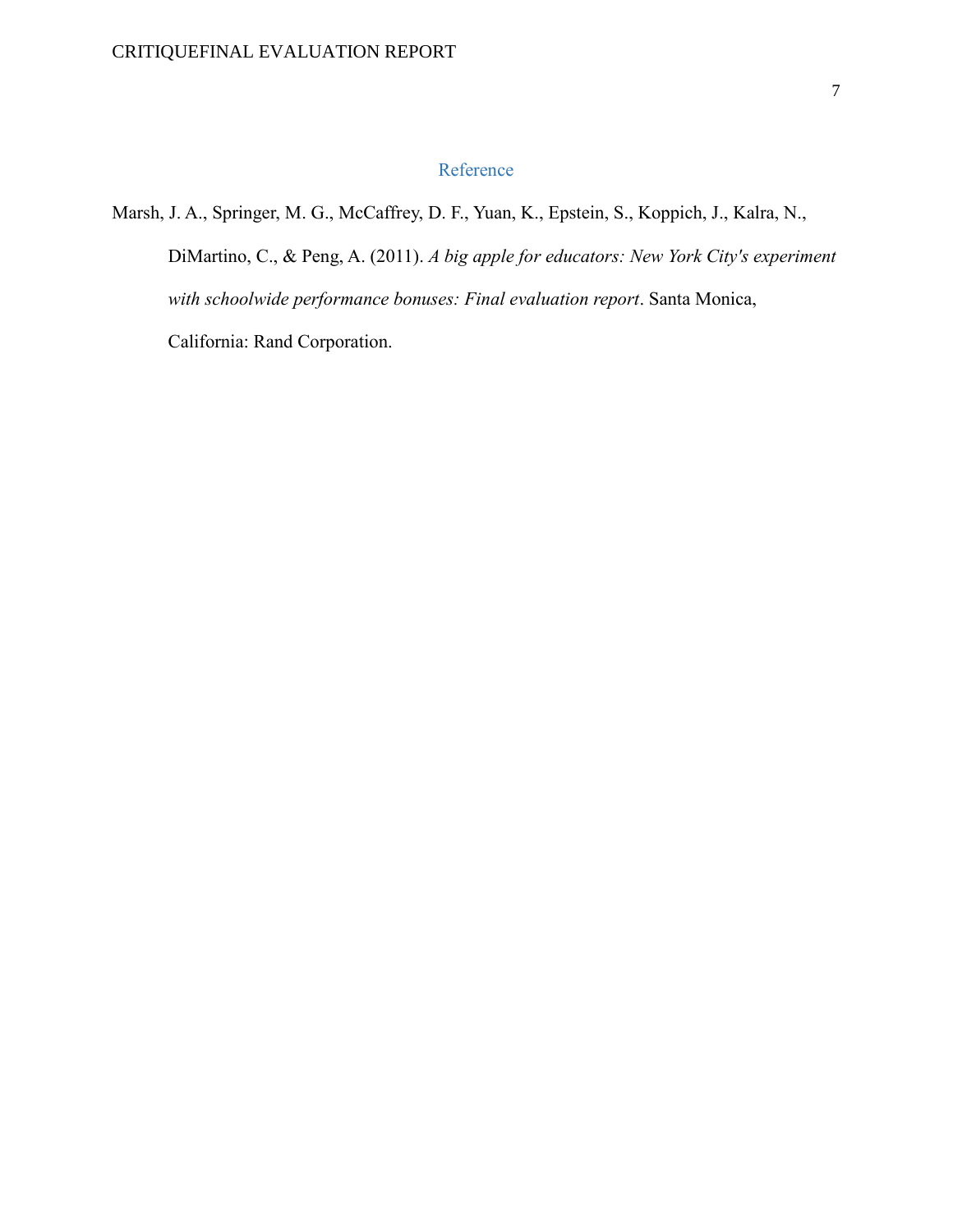# Reference

Marsh, J. A., Springer, M. G., McCaffrey, D. F., Yuan, K., Epstein, S., Koppich, J., Kalra, N., DiMartino, C., & Peng, A. (2011). *A big apple for educators: New York City's experiment with schoolwide performance bonuses: Final evaluation report*. Santa Monica, California: Rand Corporation.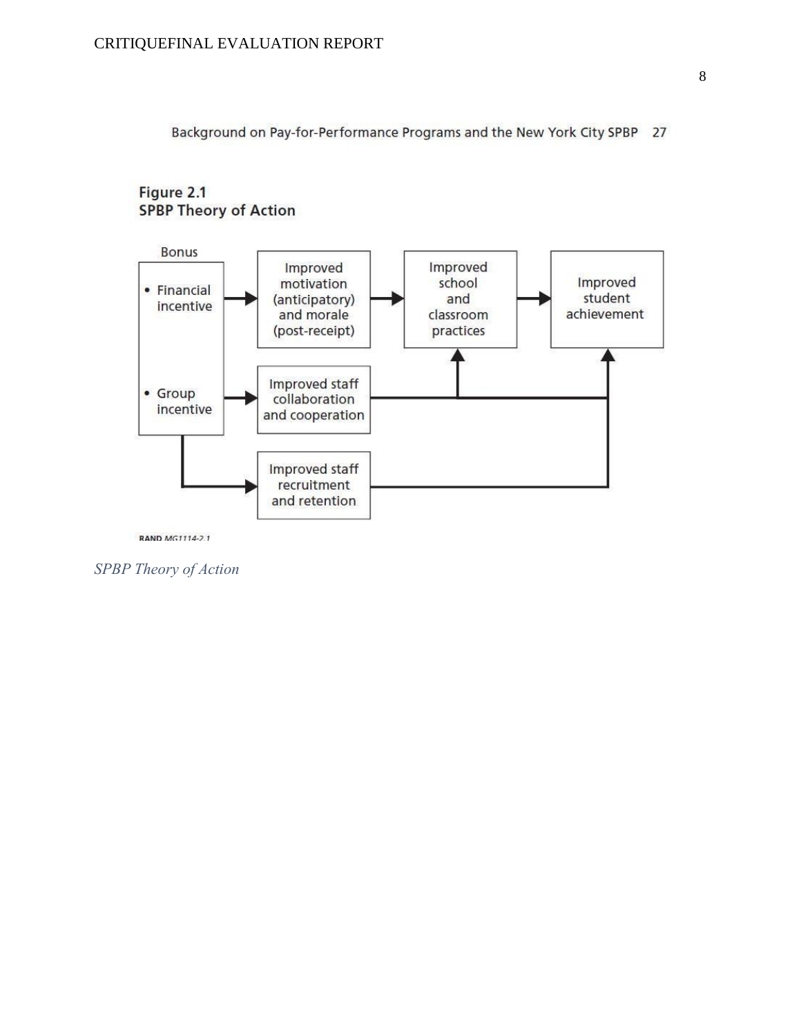Background on Pay-for-Performance Programs and the New York City SPBP 27

**Figure 2.1**
**SPBP Theory of Action**

Bonus

- Financial incentive
- Group incentive

Improved motivation (anticipatory) and morale (post-receipt)

Improved school and classroom practices

Improved student achievement

Improved staff collaboration and cooperation

Improved staff recruitment and retention

RAND MG1114-2.1

*SPBP Theory of Action*